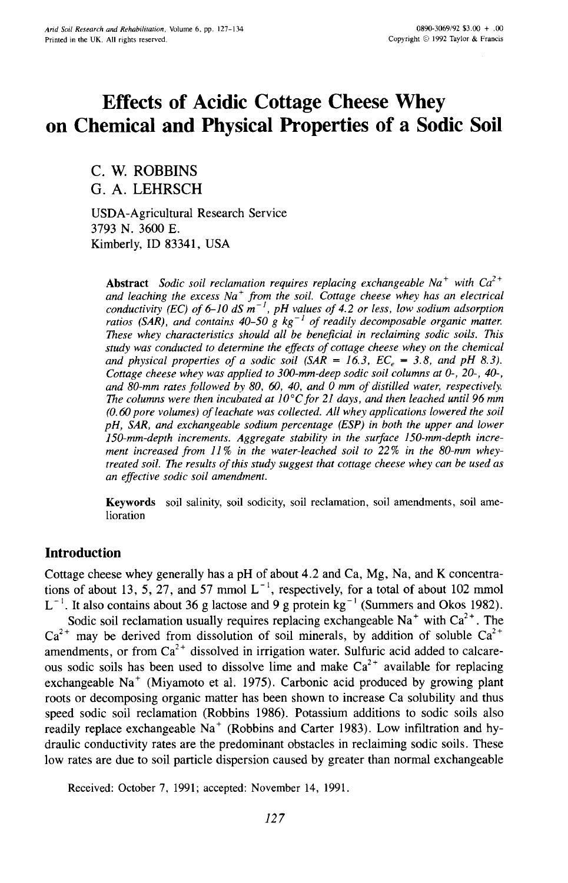# Effects of Acidic Cottage Cheese Whey on Chemical and Physical Properties of a Sodic Soil

C. W. ROBBINS
G. A. LEHRSCH

USDA-Agricultural Research Service
3793 N. 3600 E.
Kimberly, ID 83341, USA

**Abstract** *Sodic soil reclamation requires replacing exchangeable $Na^+$ with $Ca^{2+}$ and leaching the excess $Na^+$ from the soil. Cottage cheese whey has an electrical conductivity (EC) of 6–10 dS $m^{-1}$, pH values of 4.2 or less, low sodium adsorption ratios (SAR), and contains 40–50 g $kg^{-1}$ of readily decomposable organic matter. These whey characteristics should all be beneficial in reclaiming sodic soils. This study was conducted to determine the effects of cottage cheese whey on the chemical and physical properties of a sodic soil (SAR = 16.3, $EC_e$ = 3.8, and pH 8.3). Cottage cheese whey was applied to 300-mm-deep sodic soil columns at 0-, 20-, 40-, and 80-mm rates followed by 80, 60, 40, and 0 mm of distilled water, respectively. The columns were then incubated at 10°C for 21 days, and then leached until 96 mm (0.60 pore volumes) of leachate was collected. All whey applications lowered the soil pH, SAR, and exchangeable sodium percentage (ESP) in both the upper and lower 150-mm-depth increments. Aggregate stability in the surface 150-mm-depth increment increased from 11% in the water-leached soil to 22% in the 80-mm whey-treated soil. The results of this study suggest that cottage cheese whey can be used as an effective sodic soil amendment.*

**Keywords** soil salinity, soil sodicity, soil reclamation, soil amendments, soil amelioration

## Introduction

Cottage cheese whey generally has a pH of about 4.2 and Ca, Mg, Na, and K concentrations of about 13, 5, 27, and 57 mmol $L^{-1}$, respectively, for a total of about 102 mmol $L^{-1}$. It also contains about 36 g lactose and 9 g protein $kg^{-1}$ (Summers and Okos 1982).

Sodic soil reclamation usually requires replacing exchangeable $Na^+$ with $Ca^{2+}$. The $Ca^{2+}$ may be derived from dissolution of soil minerals, by addition of soluble $Ca^{2+}$ amendments, or from $Ca^{2+}$ dissolved in irrigation water. Sulfuric acid added to calcareous sodic soils has been used to dissolve lime and make $Ca^{2+}$ available for replacing exchangeable $Na^+$ (Miyamoto et al. 1975). Carbonic acid produced by growing plant roots or decomposing organic matter has been shown to increase Ca solubility and thus speed sodic soil reclamation (Robbins 1986). Potassium additions to sodic soils also readily replace exchangeable $Na^+$ (Robbins and Carter 1983). Low infiltration and hydraulic conductivity rates are the predominant obstacles in reclaiming sodic soils. These low rates are due to soil particle dispersion caused by greater than normal exchangeable

Received: October 7, 1991; accepted: November 14, 1991.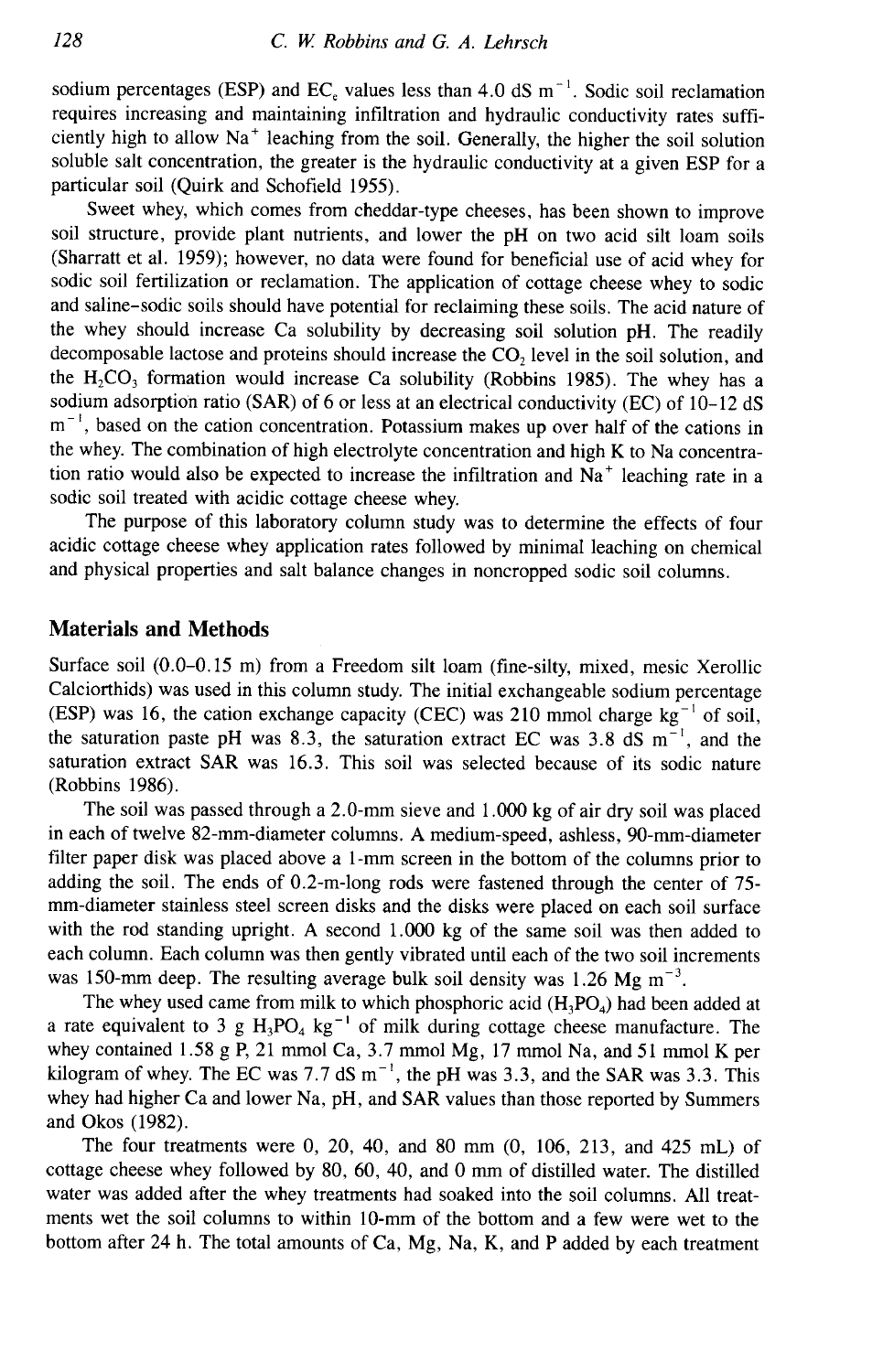sodium percentages (ESP) and $EC_e$ values less than 4.0 dS $m^{-1}$. Sodic soil reclamation requires increasing and maintaining infiltration and hydraulic conductivity rates sufficiently high to allow $Na^+$ leaching from the soil. Generally, the higher the soil solution soluble salt concentration, the greater is the hydraulic conductivity at a given ESP for a particular soil (Quirk and Schofield 1955).

Sweet whey, which comes from cheddar-type cheeses, has been shown to improve soil structure, provide plant nutrients, and lower the pH on two acid silt loam soils (Sharratt et al. 1959); however, no data were found for beneficial use of acid whey for sodic soil fertilization or reclamation. The application of cottage cheese whey to sodic and saline–sodic soils should have potential for reclaiming these soils. The acid nature of the whey should increase Ca solubility by decreasing soil solution pH. The readily decomposable lactose and proteins should increase the $CO_2$ level in the soil solution, and the $H_2CO_3$ formation would increase Ca solubility (Robbins 1985). The whey has a sodium adsorption ratio (SAR) of 6 or less at an electrical conductivity (EC) of 10–12 dS $m^{-1}$, based on the cation concentration. Potassium makes up over half of the cations in the whey. The combination of high electrolyte concentration and high K to Na concentration ratio would also be expected to increase the infiltration and $Na^+$ leaching rate in a sodic soil treated with acidic cottage cheese whey.

The purpose of this laboratory column study was to determine the effects of four acidic cottage cheese whey application rates followed by minimal leaching on chemical and physical properties and salt balance changes in noncropped sodic soil columns.

## Materials and Methods

Surface soil (0.0–0.15 m) from a Freedom silt loam (fine-silty, mixed, mesic Xerollic Calciorthids) was used in this column study. The initial exchangeable sodium percentage (ESP) was 16, the cation exchange capacity (CEC) was 210 mmol charge $kg^{-1}$ of soil, the saturation paste pH was 8.3, the saturation extract EC was 3.8 dS $m^{-1}$, and the saturation extract SAR was 16.3. This soil was selected because of its sodic nature (Robbins 1986).

The soil was passed through a 2.0-mm sieve and 1.000 kg of air dry soil was placed in each of twelve 82-mm-diameter columns. A medium-speed, ashless, 90-mm-diameter filter paper disk was placed above a 1-mm screen in the bottom of the columns prior to adding the soil. The ends of 0.2-m-long rods were fastened through the center of 75-mm-diameter stainless steel screen disks and the disks were placed on each soil surface with the rod standing upright. A second 1.000 kg of the same soil was then added to each column. Each column was then gently vibrated until each of the two soil increments was 150-mm deep. The resulting average bulk soil density was 1.26 Mg $m^{-3}$.

The whey used came from milk to which phosphoric acid ($H_3PO_4$) had been added at a rate equivalent to 3 g $H_3PO_4$ $kg^{-1}$ of milk during cottage cheese manufacture. The whey contained 1.58 g P, 21 mmol Ca, 3.7 mmol Mg, 17 mmol Na, and 51 mmol K per kilogram of whey. The EC was 7.7 dS $m^{-1}$, the pH was 3.3, and the SAR was 3.3. This whey had higher Ca and lower Na, pH, and SAR values than those reported by Summers and Okos (1982).

The four treatments were 0, 20, 40, and 80 mm (0, 106, 213, and 425 mL) of cottage cheese whey followed by 80, 60, 40, and 0 mm of distilled water. The distilled water was added after the whey treatments had soaked into the soil columns. All treatments wet the soil columns to within 10-mm of the bottom and a few were wet to the bottom after 24 h. The total amounts of Ca, Mg, Na, K, and P added by each treatment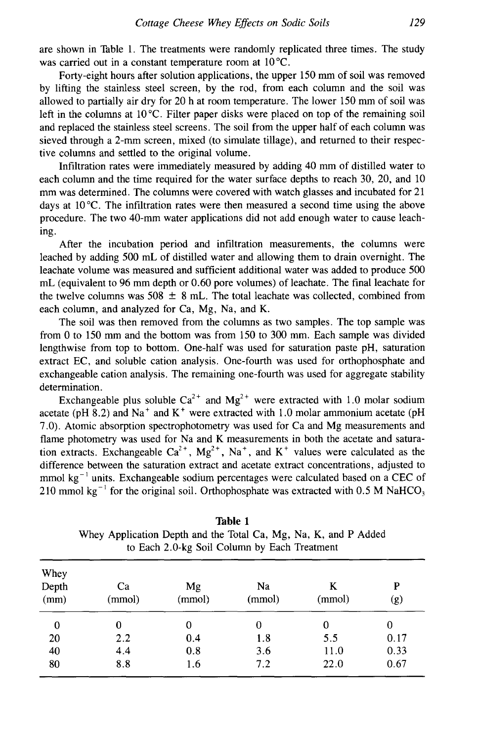are shown in Table 1. The treatments were randomly replicated three times. The study was carried out in a constant temperature room at 10 °C.

Forty-eight hours after solution applications, the upper 150 mm of soil was removed by lifting the stainless steel screen, by the rod, from each column and the soil was allowed to partially air dry for 20 h at room temperature. The lower 150 mm of soil was left in the columns at 10 °C. Filter paper disks were placed on top of the remaining soil and replaced the stainless steel screens. The soil from the upper half of each column was sieved through a 2-mm screen, mixed (to simulate tillage), and returned to their respective columns and settled to the original volume.

Infiltration rates were immediately measured by adding 40 mm of distilled water to each column and the time required for the water surface depths to reach 30, 20, and 10 mm was determined. The columns were covered with watch glasses and incubated for 21 days at 10 °C. The infiltration rates were then measured a second time using the above procedure. The two 40-mm water applications did not add enough water to cause leaching.

After the incubation period and infiltration measurements, the columns were leached by adding 500 mL of distilled water and allowing them to drain overnight. The leachate volume was measured and sufficient additional water was added to produce 500 mL (equivalent to 96 mm depth or 0.60 pore volumes) of leachate. The final leachate for the twelve columns was 508 ± 8 mL. The total leachate was collected, combined from each column, and analyzed for Ca, Mg, Na, and K.

The soil was then removed from the columns as two samples. The top sample was from 0 to 150 mm and the bottom was from 150 to 300 mm. Each sample was divided lengthwise from top to bottom. One-half was used for saturation paste pH, saturation extract EC, and soluble cation analysis. One-fourth was used for orthophosphate and exchangeable cation analysis. The remaining one-fourth was used for aggregate stability determination.

Exchangeable plus soluble $Ca^{2+}$ and $Mg^{2+}$ were extracted with 1.0 molar sodium acetate (pH 8.2) and $Na^{+}$ and $K^{+}$ were extracted with 1.0 molar ammonium acetate (pH 7.0). Atomic absorption spectrophotometry was used for Ca and Mg measurements and flame photometry was used for Na and K measurements in both the acetate and saturation extracts. Exchangeable $Ca^{2+}$, $Mg^{2+}$, $Na^{+}$, and $K^{+}$ values were calculated as the difference between the saturation extract and acetate extract concentrations, adjusted to mmol $kg^{-1}$ units. Exchangeable sodium percentages were calculated based on a CEC of 210 mmol $kg^{-1}$ for the original soil. Orthophosphate was extracted with 0.5 M $NaHCO_3$

**Table 1**
Whey Application Depth and the Total Ca, Mg, Na, K, and P Added to Each 2.0-kg Soil Column by Each Treatment

| Whey Depth (mm) | Ca (mmol) | Mg (mmol) | Na (mmol) | K (mmol) | P (g) |
|---|---|---|---|---|---|
| 0 | 0 | 0 | 0 | 0 | 0 |
| 20 | 2.2 | 0.4 | 1.8 | 5.5 | 0.17 |
| 40 | 4.4 | 0.8 | 3.6 | 11.0 | 0.33 |
| 80 | 8.8 | 1.6 | 7.2 | 22.0 | 0.67 |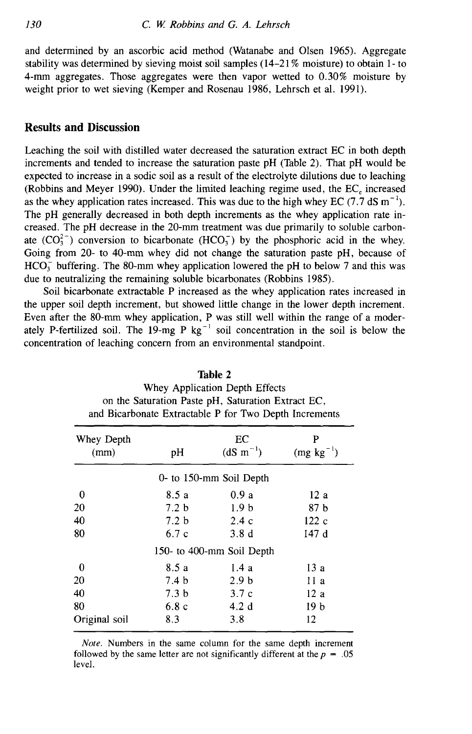and determined by an ascorbic acid method (Watanabe and Olsen 1965). Aggregate stability was determined by sieving moist soil samples (14–21% moisture) to obtain 1- to 4-mm aggregates. Those aggregates were then vapor wetted to 0.30% moisture by weight prior to wet sieving (Kemper and Rosenau 1986, Lehrsch et al. 1991).

## Results and Discussion

Leaching the soil with distilled water decreased the saturation extract EC in both depth increments and tended to increase the saturation paste pH (Table 2). That pH would be expected to increase in a sodic soil as a result of the electrolyte dilutions due to leaching (Robbins and Meyer 1990). Under the limited leaching regime used, the $EC_e$ increased as the whey application rates increased. This was due to the high whey EC (7.7 dS $m^{-1}$). The pH generally decreased in both depth increments as the whey application rate increased. The pH decrease in the 20-mm treatment was due primarily to soluble carbonate ($CO_3^{2-}$) conversion to bicarbonate ($HCO_3^-$) by the phosphoric acid in the whey. Going from 20- to 40-mm whey did not change the saturation paste pH, because of $HCO_3^-$ buffering. The 80-mm whey application lowered the pH to below 7 and this was due to neutralizing the remaining soluble bicarbonates (Robbins 1985).

Soil bicarbonate extractable P increased as the whey application rates increased in the upper soil depth increment, but showed little change in the lower depth increment. Even after the 80-mm whey application, P was still well within the range of a moderately P-fertilized soil. The 19-mg P $kg^{-1}$ soil concentration in the soil is below the concentration of leaching concern from an environmental standpoint.

**Table 2**
Whey Application Depth Effects on the Saturation Paste pH, Saturation Extract EC, and Bicarbonate Extractable P for Two Depth Increments

| Whey Depth (mm) | pH | EC (dS $m^{-1}$) | P (mg $kg^{-1}$) |
|---|---|---|---|
| | 0- to 150-mm Soil Depth | | |
| 0 | 8.5 a | 0.9 a | 12 a |
| 20 | 7.2 b | 1.9 b | 87 b |
| 40 | 7.2 b | 2.4 c | 122 c |
| 80 | 6.7 c | 3.8 d | 147 d |
| | 150- to 400-mm Soil Depth | | |
| 0 | 8.5 a | 1.4 a | 13 a |
| 20 | 7.4 b | 2.9 b | 11 a |
| 40 | 7.3 b | 3.7 c | 12 a |
| 80 | 6.8 c | 4.2 d | 19 b |
| Original soil | 8.3 | 3.8 | 12 |

*Note.* Numbers in the same column for the same depth increment followed by the same letter are not significantly different at the $p = .05$ level.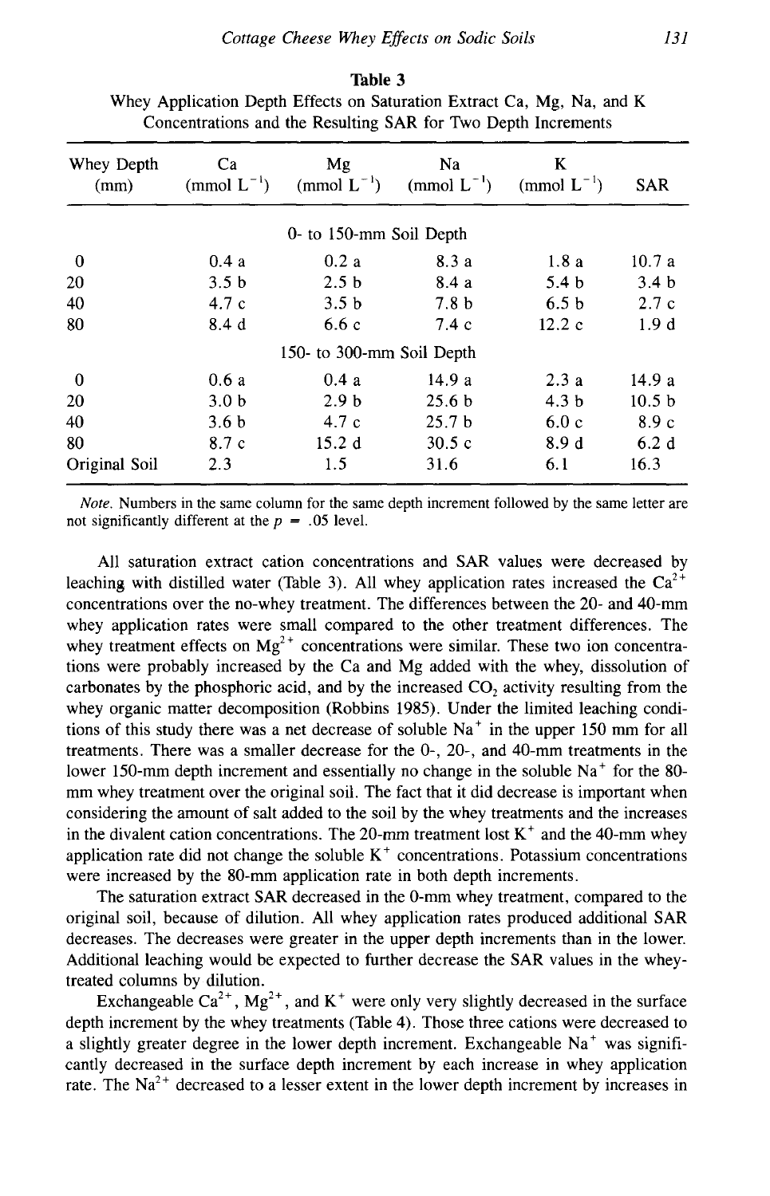**Table 3**
Whey Application Depth Effects on Saturation Extract Ca, Mg, Na, and K Concentrations and the Resulting SAR for Two Depth Increments

| Whey Depth (mm) | Ca (mmol $L^{-1}$) | Mg (mmol $L^{-1}$) | Na (mmol $L^{-1}$) | K (mmol $L^{-1}$) | SAR |
|---|---|---|---|---|---|
| | | 0- to 150-mm Soil Depth | | | |
| 0 | 0.4 a | 0.2 a | 8.3 a | 1.8 a | 10.7 a |
| 20 | 3.5 b | 2.5 b | 8.4 a | 5.4 b | 3.4 b |
| 40 | 4.7 c | 3.5 b | 7.8 b | 6.5 b | 2.7 c |
| 80 | 8.4 d | 6.6 c | 7.4 c | 12.2 c | 1.9 d |
| | | 150- to 300-mm Soil Depth | | | |
| 0 | 0.6 a | 0.4 a | 14.9 a | 2.3 a | 14.9 a |
| 20 | 3.0 b | 2.9 b | 25.6 b | 4.3 b | 10.5 b |
| 40 | 3.6 b | 4.7 c | 25.7 b | 6.0 c | 8.9 c |
| 80 | 8.7 c | 15.2 d | 30.5 c | 8.9 d | 6.2 d |
| Original Soil | 2.3 | 1.5 | 31.6 | 6.1 | 16.3 |

*Note.* Numbers in the same column for the same depth increment followed by the same letter are not significantly different at the $p = .05$ level.

All saturation extract cation concentrations and SAR values were decreased by leaching with distilled water (Table 3). All whey application rates increased the $Ca^{2+}$ concentrations over the no-whey treatment. The differences between the 20- and 40-mm whey application rates were small compared to the other treatment differences. The whey treatment effects on $Mg^{2+}$ concentrations were similar. These two ion concentrations were probably increased by the Ca and Mg added with the whey, dissolution of carbonates by the phosphoric acid, and by the increased $CO_2$ activity resulting from the whey organic matter decomposition (Robbins 1985). Under the limited leaching conditions of this study there was a net decrease of soluble $Na^+$ in the upper 150 mm for all treatments. There was a smaller decrease for the 0-, 20-, and 40-mm treatments in the lower 150-mm depth increment and essentially no change in the soluble $Na^+$ for the 80-mm whey treatment over the original soil. The fact that it did decrease is important when considering the amount of salt added to the soil by the whey treatments and the increases in the divalent cation concentrations. The 20-mm treatment lost $K^+$ and the 40-mm whey application rate did not change the soluble $K^+$ concentrations. Potassium concentrations were increased by the 80-mm application rate in both depth increments.

The saturation extract SAR decreased in the 0-mm whey treatment, compared to the original soil, because of dilution. All whey application rates produced additional SAR decreases. The decreases were greater in the upper depth increments than in the lower. Additional leaching would be expected to further decrease the SAR values in the whey-treated columns by dilution.

Exchangeable $Ca^{2+}$, $Mg^{2+}$, and $K^+$ were only very slightly decreased in the surface depth increment by the whey treatments (Table 4). Those three cations were decreased to a slightly greater degree in the lower depth increment. Exchangeable $Na^+$ was significantly decreased in the surface depth increment by each increase in whey application rate. The $Na^{2+}$ decreased to a lesser extent in the lower depth increment by increases in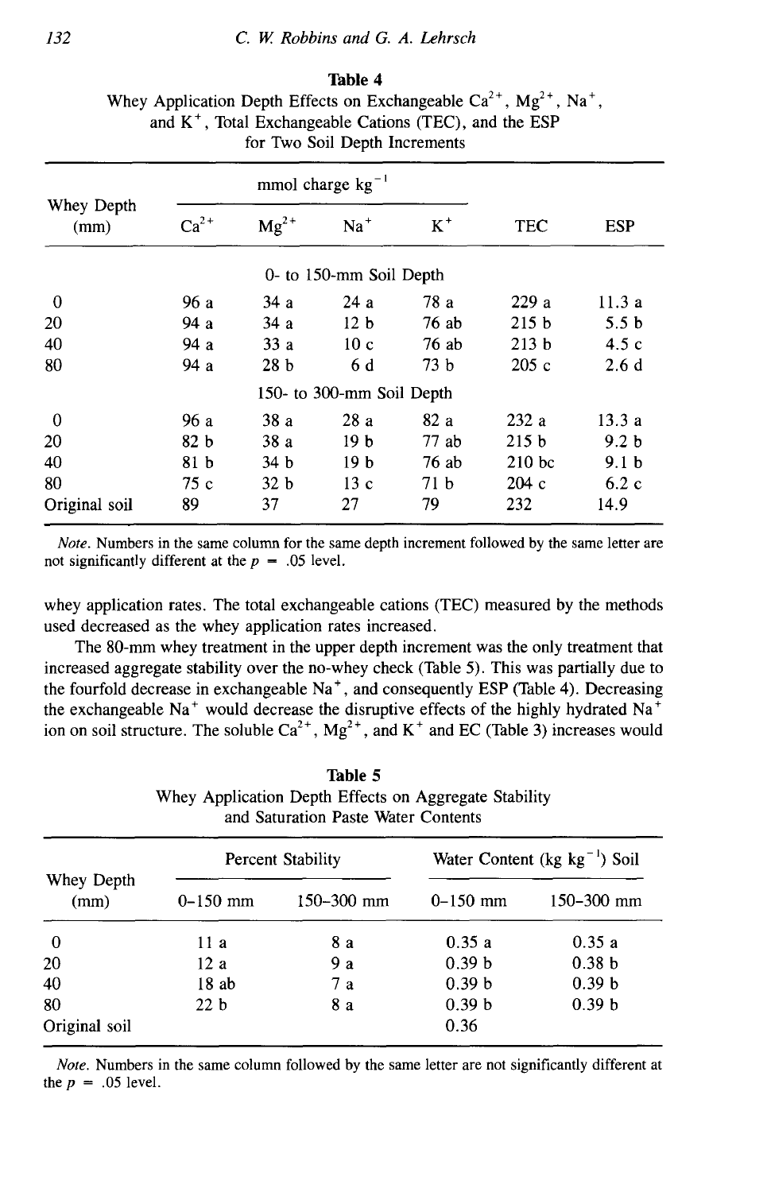**Table 4**
Whey Application Depth Effects on Exchangeable $Ca^{2+}$, $Mg^{2+}$, $Na^{+}$, and $K^{+}$, Total Exchangeable Cations (TEC), and the ESP for Two Soil Depth Increments

| Whey Depth (mm) | mmol charge $kg^{-1}$ | | | | TEC | ESP |
|---|---|---|---|---|---|---|
| | $Ca^{2+}$ | $Mg^{2+}$ | $Na^{+}$ | $K^{+}$ | | |
| | 0- to 150-mm Soil Depth | | | | | |
| 0 | 96 a | 34 a | 24 a | 78 a | 229 a | 11.3 a |
| 20 | 94 a | 34 a | 12 b | 76 ab | 215 b | 5.5 b |
| 40 | 94 a | 33 a | 10 c | 76 ab | 213 b | 4.5 c |
| 80 | 94 a | 28 b | 6 d | 73 b | 205 c | 2.6 d |
| | 150- to 300-mm Soil Depth | | | | | |
| 0 | 96 a | 38 a | 28 a | 82 a | 232 a | 13.3 a |
| 20 | 82 b | 38 a | 19 b | 77 ab | 215 b | 9.2 b |
| 40 | 81 b | 34 b | 19 b | 76 ab | 210 bc | 9.1 b |
| 80 | 75 c | 32 b | 13 c | 71 b | 204 c | 6.2 c |
| Original soil | 89 | 37 | 27 | 79 | 232 | 14.9 |

*Note.* Numbers in the same column for the same depth increment followed by the same letter are not significantly different at the $p = .05$ level.

whey application rates. The total exchangeable cations (TEC) measured by the methods used decreased as the whey application rates increased.

The 80-mm whey treatment in the upper depth increment was the only treatment that increased aggregate stability over the no-whey check (Table 5). This was partially due to the fourfold decrease in exchangeable $Na^{+}$, and consequently ESP (Table 4). Decreasing the exchangeable $Na^{+}$ would decrease the disruptive effects of the highly hydrated $Na^{+}$ ion on soil structure. The soluble $Ca^{2+}$, $Mg^{2+}$, and $K^{+}$ and EC (Table 3) increases would

**Table 5**
Whey Application Depth Effects on Aggregate Stability and Saturation Paste Water Contents

| Whey Depth (mm) | Percent Stability | | Water Content (kg $kg^{-1}$) Soil | |
|---|---|---|---|---|
| | 0–150 mm | 150–300 mm | 0–150 mm | 150–300 mm |
| 0 | 11 a | 8 a | 0.35 a | 0.35 a |
| 20 | 12 a | 9 a | 0.39 b | 0.38 b |
| 40 | 18 ab | 7 a | 0.39 b | 0.39 b |
| 80 | 22 b | 8 a | 0.39 b | 0.39 b |
| Original soil | | | 0.36 | |

*Note.* Numbers in the same column followed by the same letter are not significantly different at the $p = .05$ level.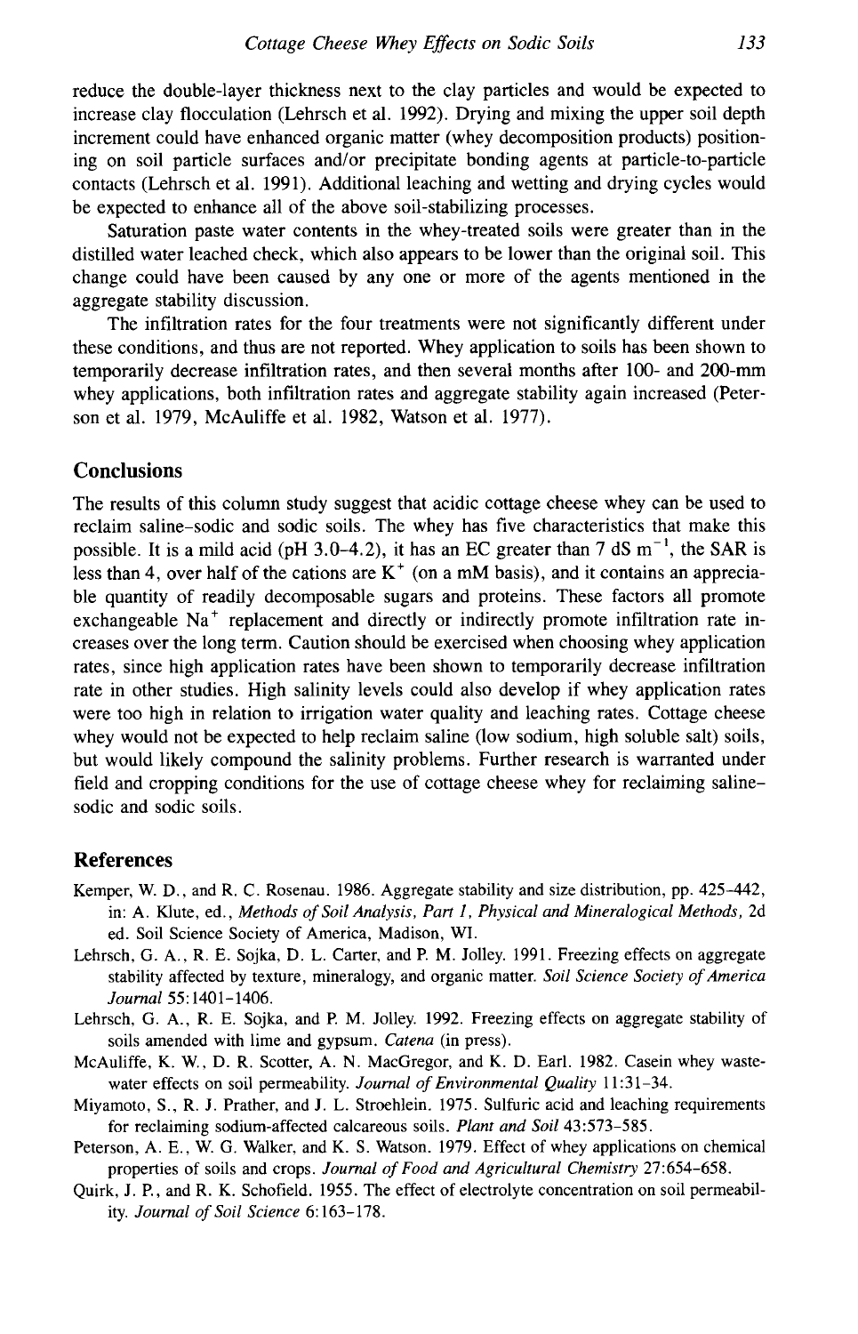reduce the double-layer thickness next to the clay particles and would be expected to increase clay flocculation (Lehrsch et al. 1992). Drying and mixing the upper soil depth increment could have enhanced organic matter (whey decomposition products) positioning on soil particle surfaces and/or precipitate bonding agents at particle-to-particle contacts (Lehrsch et al. 1991). Additional leaching and wetting and drying cycles would be expected to enhance all of the above soil-stabilizing processes.

Saturation paste water contents in the whey-treated soils were greater than in the distilled water leached check, which also appears to be lower than the original soil. This change could have been caused by any one or more of the agents mentioned in the aggregate stability discussion.

The infiltration rates for the four treatments were not significantly different under these conditions, and thus are not reported. Whey application to soils has been shown to temporarily decrease infiltration rates, and then several months after 100- and 200-mm whey applications, both infiltration rates and aggregate stability again increased (Peterson et al. 1979, McAuliffe et al. 1982, Watson et al. 1977).

## Conclusions

The results of this column study suggest that acidic cottage cheese whey can be used to reclaim saline–sodic and sodic soils. The whey has five characteristics that make this possible. It is a mild acid (pH 3.0–4.2), it has an EC greater than 7 dS $m^{-1}$, the SAR is less than 4, over half of the cations are $K^+$ (on a mM basis), and it contains an appreciable quantity of readily decomposable sugars and proteins. These factors all promote exchangeable $Na^+$ replacement and directly or indirectly promote infiltration rate increases over the long term. Caution should be exercised when choosing whey application rates, since high application rates have been shown to temporarily decrease infiltration rate in other studies. High salinity levels could also develop if whey application rates were too high in relation to irrigation water quality and leaching rates. Cottage cheese whey would not be expected to help reclaim saline (low sodium, high soluble salt) soils, but would likely compound the salinity problems. Further research is warranted under field and cropping conditions for the use of cottage cheese whey for reclaiming saline–sodic and sodic soils.

## References

Kemper, W. D., and R. C. Rosenau. 1986. Aggregate stability and size distribution, pp. 425–442, in: A. Klute, ed., *Methods of Soil Analysis, Part 1, Physical and Mineralogical Methods,* 2d ed. Soil Science Society of America, Madison, WI.

Lehrsch, G. A., R. E. Sojka, D. L. Carter, and P. M. Jolley. 1991. Freezing effects on aggregate stability affected by texture, mineralogy, and organic matter. *Soil Science Society of America Journal* 55:1401–1406.

Lehrsch, G. A., R. E. Sojka, and P. M. Jolley. 1992. Freezing effects on aggregate stability of soils amended with lime and gypsum. *Catena* (in press).

McAuliffe, K. W., D. R. Scotter, A. N. MacGregor, and K. D. Earl. 1982. Casein whey wastewater effects on soil permeability. *Journal of Environmental Quality* 11:31–34.

Miyamoto, S., R. J. Prather, and J. L. Stroehlein. 1975. Sulfuric acid and leaching requirements for reclaiming sodium-affected calcareous soils. *Plant and Soil* 43:573–585.

Peterson, A. E., W. G. Walker, and K. S. Watson. 1979. Effect of whey applications on chemical properties of soils and crops. *Journal of Food and Agricultural Chemistry* 27:654–658.

Quirk, J. P., and R. K. Schofield. 1955. The effect of electrolyte concentration on soil permeability. *Journal of Soil Science* 6:163–178.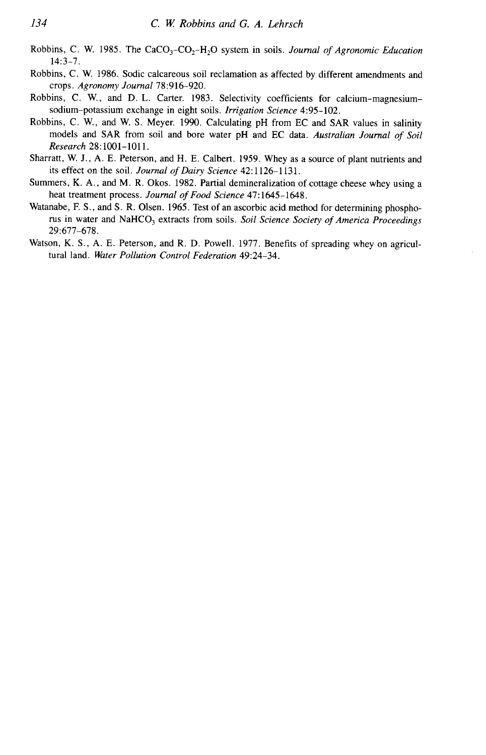Robbins, C. W. 1985. The $CaCO_3$-$CO_2$-$H_2O$ system in soils. *Journal of Agronomic Education* 14:3–7.

Robbins, C. W. 1986. Sodic calcareous soil reclamation as affected by different amendments and crops. *Agronomy Journal* 78:916–920.

Robbins, C. W., and D. L. Carter. 1983. Selectivity coefficients for calcium-magnesium-sodium-potassium exchange in eight soils. *Irrigation Science* 4:95–102.

Robbins, C. W., and W. S. Meyer. 1990. Calculating pH from EC and SAR values in salinity models and SAR from soil and bore water pH and EC data. *Australian Journal of Soil Research* 28:1001–1011.

Sharratt, W. J., A. E. Peterson, and H. E. Calbert. 1959. Whey as a source of plant nutrients and its effect on the soil. *Journal of Dairy Science* 42:1126–1131.

Summers, K. A., and M. R. Okos. 1982. Partial demineralization of cottage cheese whey using a heat treatment process. *Journal of Food Science* 47:1645–1648.

Watanabe, F. S., and S. R. Olsen. 1965. Test of an ascorbic acid method for determining phosphorus in water and $NaHCO_3$ extracts from soils. *Soil Science Society of America Proceedings* 29:677–678.

Watson, K. S., A. E. Peterson, and R. D. Powell. 1977. Benefits of spreading whey on agricultural land. *Water Pollution Control Federation* 49:24–34.